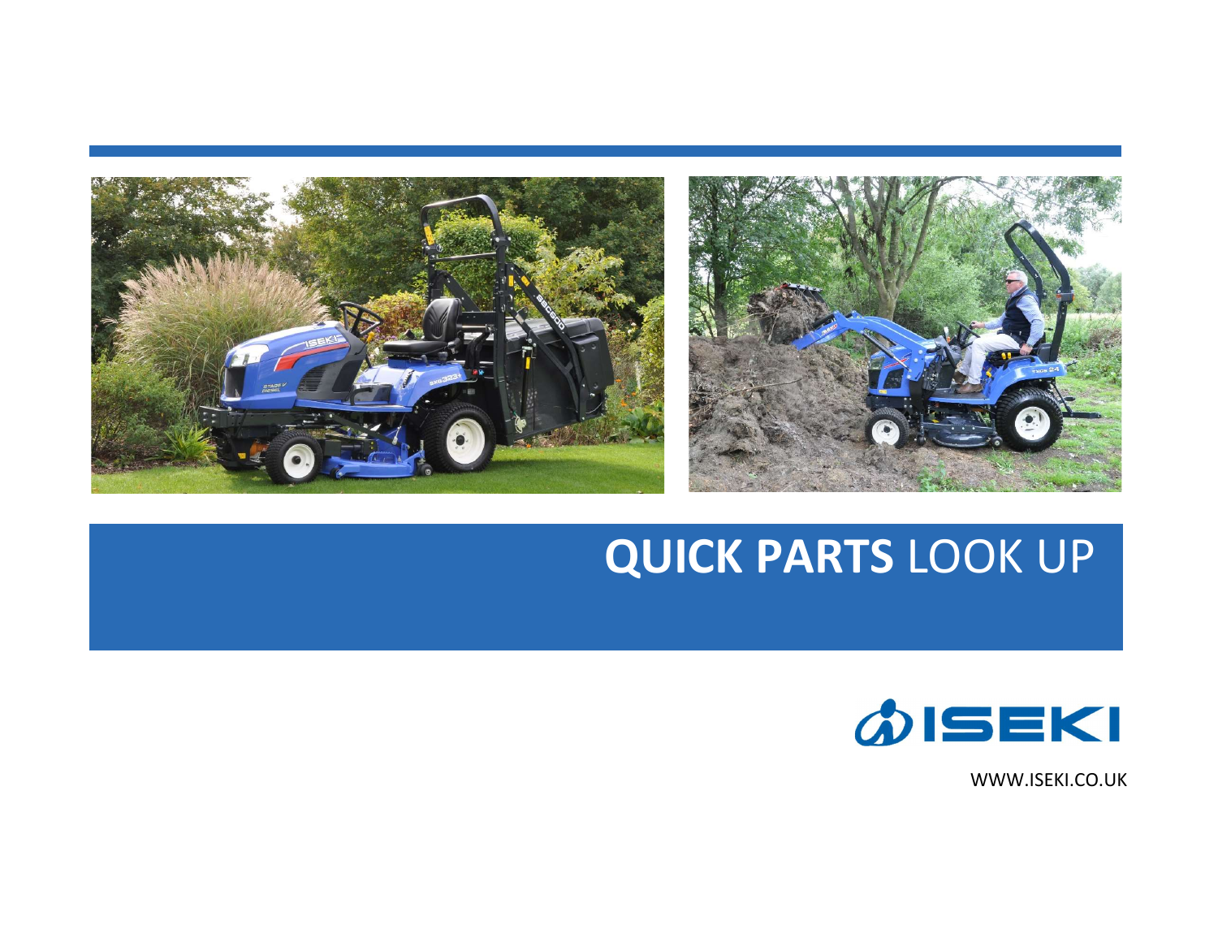# **QUICK PARTS** LOOK UP

ISEKI

WWW.ISEKI.CO.UK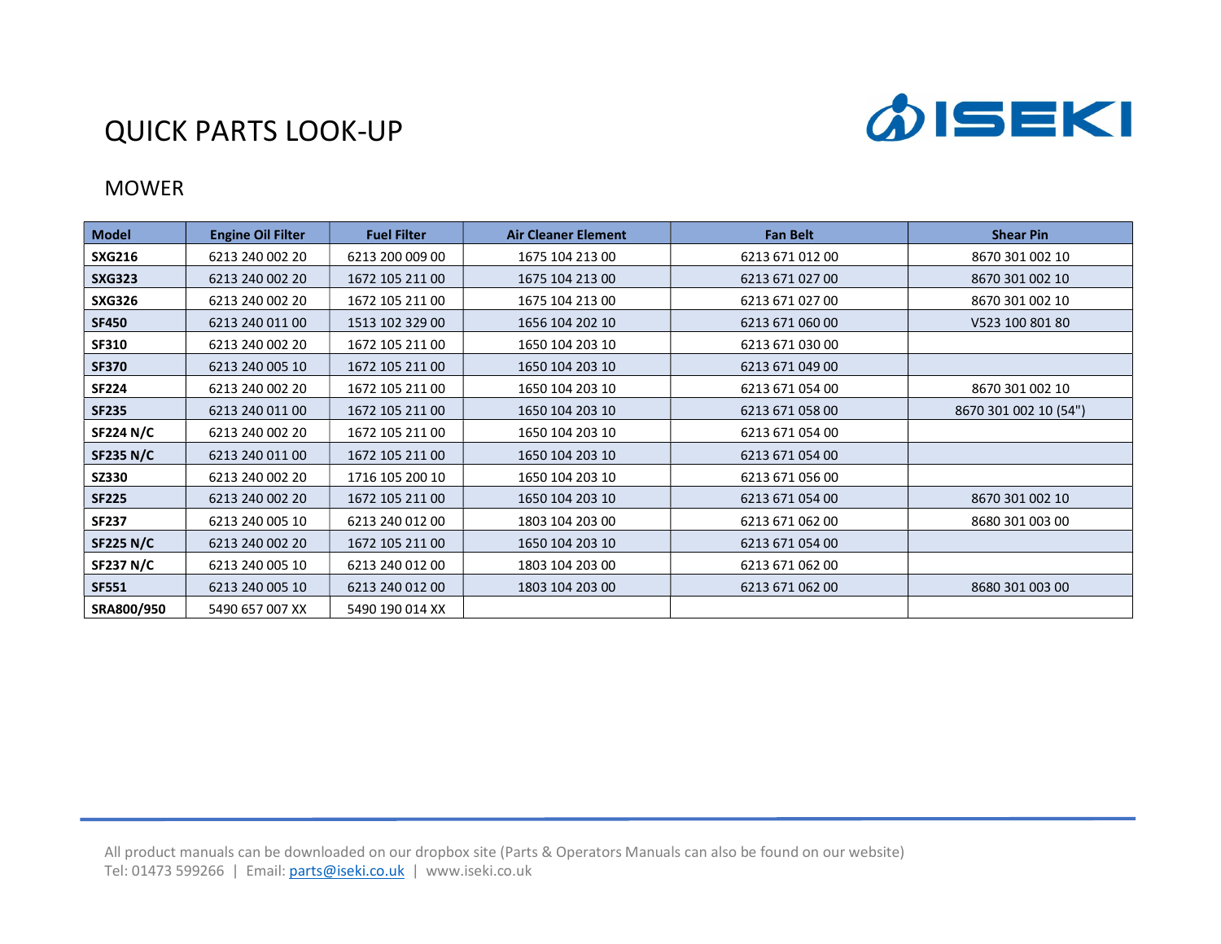# QUICK PARTS LOOK-UP

## MOWER

| Model | Engine Oil Filter | Fuel Filter | Air Cleaner Element | Fan Belt | Shear Pin |
|---|---|---|---|---|---|
| **SXG216** | 6213 240 002 20 | 6213 200 009 00 | 1675 104 213 00 | 6213 671 012 00 | 8670 301 002 10 |
| **SXG323** | 6213 240 002 20 | 1672 105 211 00 | 1675 104 213 00 | 6213 671 027 00 | 8670 301 002 10 |
| **SXG326** | 6213 240 002 20 | 1672 105 211 00 | 1675 104 213 00 | 6213 671 027 00 | 8670 301 002 10 |
| **SF450** | 6213 240 011 00 | 1513 102 329 00 | 1656 104 202 10 | 6213 671 060 00 | V523 100 801 80 |
| **SF310** | 6213 240 002 20 | 1672 105 211 00 | 1650 104 203 10 | 6213 671 030 00 | |
| **SF370** | 6213 240 005 10 | 1672 105 211 00 | 1650 104 203 10 | 6213 671 049 00 | |
| **SF224** | 6213 240 002 20 | 1672 105 211 00 | 1650 104 203 10 | 6213 671 054 00 | 8670 301 002 10 |
| **SF235** | 6213 240 011 00 | 1672 105 211 00 | 1650 104 203 10 | 6213 671 058 00 | 8670 301 002 10 (54") |
| **SF224 N/C** | 6213 240 002 20 | 1672 105 211 00 | 1650 104 203 10 | 6213 671 054 00 | |
| **SF235 N/C** | 6213 240 011 00 | 1672 105 211 00 | 1650 104 203 10 | 6213 671 054 00 | |
| **SZ330** | 6213 240 002 20 | 1716 105 200 10 | 1650 104 203 10 | 6213 671 056 00 | |
| **SF225** | 6213 240 002 20 | 1672 105 211 00 | 1650 104 203 10 | 6213 671 054 00 | 8670 301 002 10 |
| **SF237** | 6213 240 005 10 | 6213 240 012 00 | 1803 104 203 00 | 6213 671 062 00 | 8680 301 003 00 |
| **SF225 N/C** | 6213 240 002 20 | 1672 105 211 00 | 1650 104 203 10 | 6213 671 054 00 | |
| **SF237 N/C** | 6213 240 005 10 | 6213 240 012 00 | 1803 104 203 00 | 6213 671 062 00 | |
| **SF551** | 6213 240 005 10 | 6213 240 012 00 | 1803 104 203 00 | 6213 671 062 00 | 8680 301 003 00 |
| **SRA800/950** | 5490 657 007 XX | 5490 190 014 XX | | | |

All product manuals can be downloaded on our dropbox site (Parts & Operators Manuals can also be found on our website)
Tel: 01473 599266 | Email: parts@iseki.co.uk | www.iseki.co.uk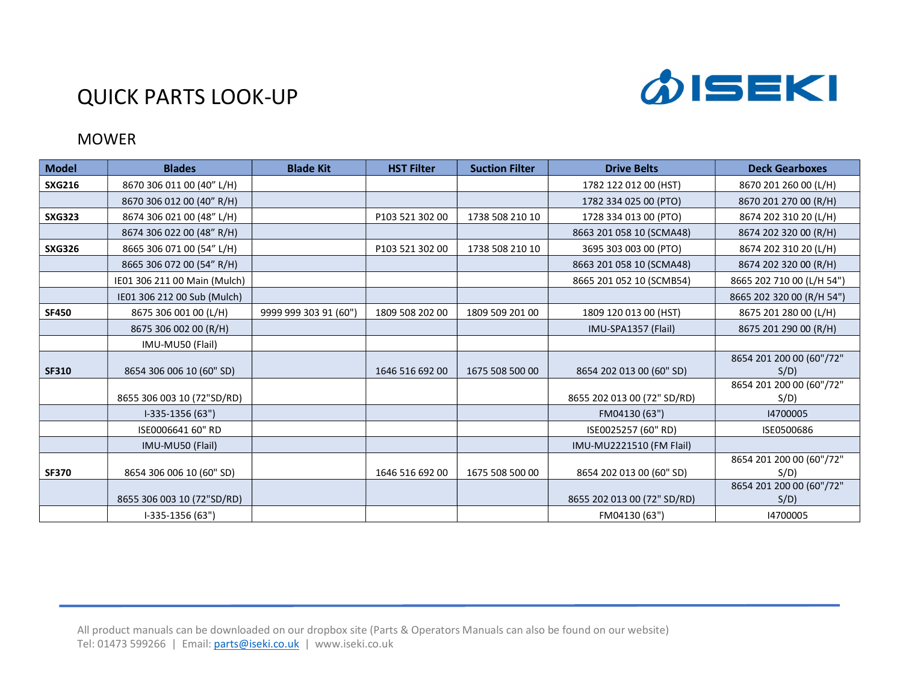# QUICK PARTS LOOK-UP

## MOWER

| Model | Blades | Blade Kit | HST Filter | Suction Filter | Drive Belts | Deck Gearboxes |
|---|---|---|---|---|---|---|
| **SXG216** | 8670 306 011 00 (40" L/H) | | | | 1782 122 012 00 (HST) | 8670 201 260 00 (L/H) |
| | 8670 306 012 00 (40" R/H) | | | | 1782 334 025 00 (PTO) | 8670 201 270 00 (R/H) |
| **SXG323** | 8674 306 021 00 (48" L/H) | | P103 521 302 00 | 1738 508 210 10 | 1728 334 013 00 (PTO) | 8674 202 310 20 (L/H) |
| | 8674 306 022 00 (48" R/H) | | | | 8663 201 058 10 (SCMA48) | 8674 202 320 00 (R/H) |
| **SXG326** | 8665 306 071 00 (54" L/H) | | P103 521 302 00 | 1738 508 210 10 | 3695 303 003 00 (PTO) | 8674 202 310 20 (L/H) |
| | 8665 306 072 00 (54" R/H) | | | | 8663 201 058 10 (SCMA48) | 8674 202 320 00 (R/H) |
| | IE01 306 211 00 Main (Mulch) | | | | 8665 201 052 10 (SCMB54) | 8665 202 710 00 (L/H 54") |
| | IE01 306 212 00 Sub (Mulch) | | | | | 8665 202 320 00 (R/H 54") |
| **SF450** | 8675 306 001 00 (L/H) | 9999 999 303 91 (60") | 1809 508 202 00 | 1809 509 201 00 | 1809 120 013 00 (HST) | 8675 201 280 00 (L/H) |
| | 8675 306 002 00 (R/H) | | | | IMU-SPA1357 (Flail) | 8675 201 290 00 (R/H) |
| | IMU-MU50 (Flail) | | | | | |
| **SF310** | 8654 306 006 10 (60" SD) | | 1646 516 692 00 | 1675 508 500 00 | 8654 202 013 00 (60" SD) | 8654 201 200 00 (60"/72" S/D) |
| | 8655 306 003 10 (72"SD/RD) | | | | 8655 202 013 00 (72" SD/RD) | 8654 201 200 00 (60"/72" S/D) |
| | I-335-1356 (63") | | | | FM04130 (63") | I4700005 |
| | ISE0006641 60" RD | | | | ISE0025257 (60" RD) | ISE0500686 |
| | IMU-MU50 (Flail) | | | | IMU-MU2221510 (FM Flail) | |
| **SF370** | 8654 306 006 10 (60" SD) | | 1646 516 692 00 | 1675 508 500 00 | 8654 202 013 00 (60" SD) | 8654 201 200 00 (60"/72" S/D) |
| | 8655 306 003 10 (72"SD/RD) | | | | 8655 202 013 00 (72" SD/RD) | 8654 201 200 00 (60"/72" S/D) |
| | I-335-1356 (63") | | | | FM04130 (63") | I4700005 |

All product manuals can be downloaded on our dropbox site (Parts & Operators Manuals can also be found on our website)
Tel: 01473 599266 | Email: parts@iseki.co.uk | www.iseki.co.uk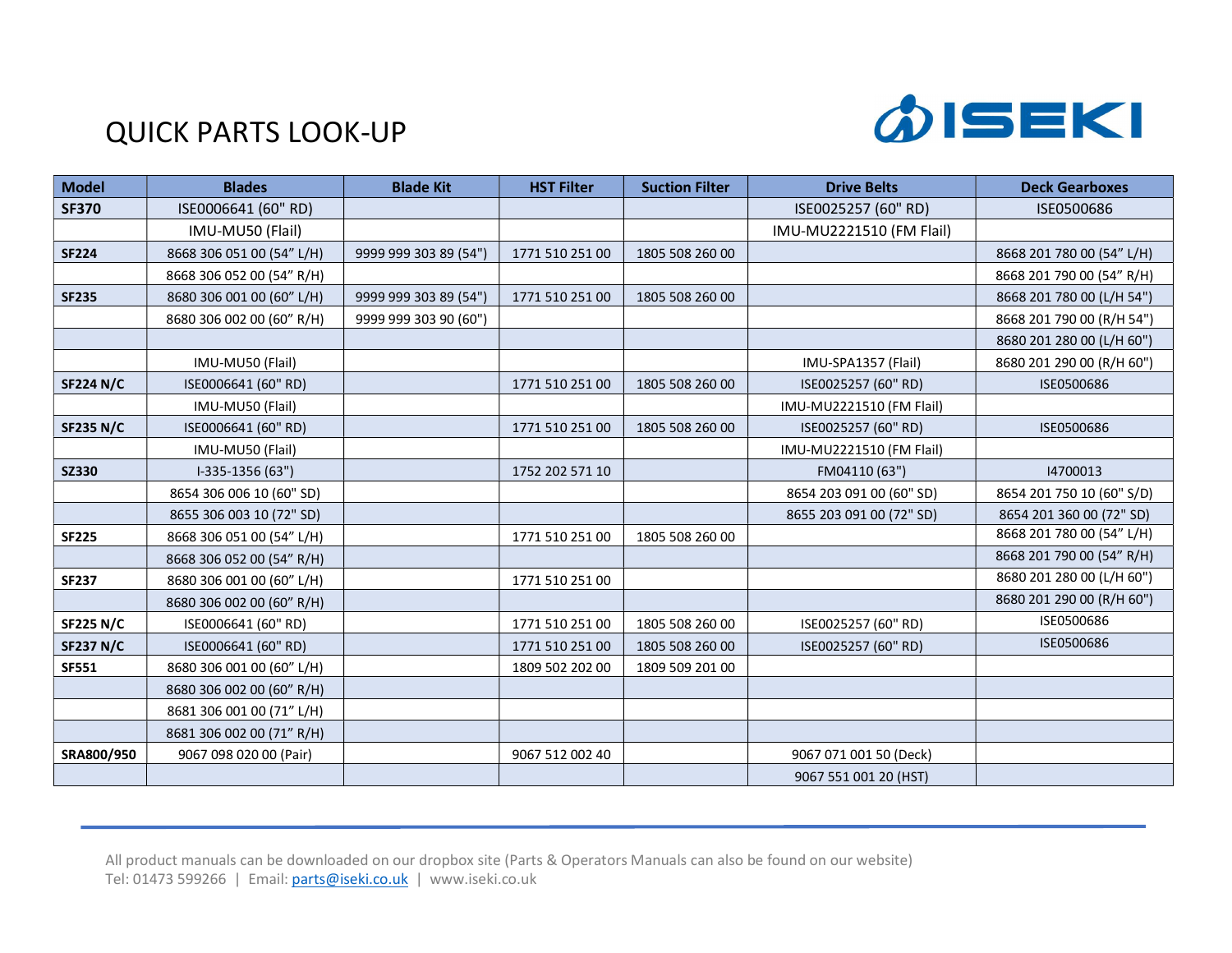# QUICK PARTS LOOK-UP

ISEKI

| Model | Blades | Blade Kit | HST Filter | Suction Filter | Drive Belts | Deck Gearboxes |
|---|---|---|---|---|---|---|
| **SF370** | ISE0006641 (60" RD) | | | | ISE0025257 (60" RD) | ISE0500686 |
| | IMU-MU50 (Flail) | | | | IMU-MU2221510 (FM Flail) | |
| **SF224** | 8668 306 051 00 (54” L/H) | 9999 999 303 89 (54") | 1771 510 251 00 | 1805 508 260 00 | | 8668 201 780 00 (54” L/H) |
| | 8668 306 052 00 (54” R/H) | | | | | 8668 201 790 00 (54” R/H) |
| **SF235** | 8680 306 001 00 (60” L/H) | 9999 999 303 89 (54") | 1771 510 251 00 | 1805 508 260 00 | | 8668 201 780 00 (L/H 54") |
| | 8680 306 002 00 (60” R/H) | 9999 999 303 90 (60") | | | | 8668 201 790 00 (R/H 54") |
| | | | | | | 8680 201 280 00 (L/H 60") |
| | IMU-MU50 (Flail) | | | | IMU-SPA1357 (Flail) | 8680 201 290 00 (R/H 60") |
| **SF224 N/C** | ISE0006641 (60" RD) | | 1771 510 251 00 | 1805 508 260 00 | ISE0025257 (60" RD) | ISE0500686 |
| | IMU-MU50 (Flail) | | | | IMU-MU2221510 (FM Flail) | |
| **SF235 N/C** | ISE0006641 (60" RD) | | 1771 510 251 00 | 1805 508 260 00 | ISE0025257 (60" RD) | ISE0500686 |
| | IMU-MU50 (Flail) | | | | IMU-MU2221510 (FM Flail) | |
| **SZ330** | I-335-1356 (63") | | 1752 202 571 10 | | FM04110 (63") | I4700013 |
| | 8654 306 006 10 (60" SD) | | | | 8654 203 091 00 (60" SD) | 8654 201 750 10 (60" S/D) |
| | 8655 306 003 10 (72" SD) | | | | 8655 203 091 00 (72" SD) | 8654 201 360 00 (72" SD) |
| **SF225** | 8668 306 051 00 (54” L/H) | | 1771 510 251 00 | 1805 508 260 00 | | 8668 201 780 00 (54” L/H) |
| | 8668 306 052 00 (54” R/H) | | | | | 8668 201 790 00 (54” R/H) |
| **SF237** | 8680 306 001 00 (60” L/H) | | 1771 510 251 00 | | | 8680 201 280 00 (L/H 60") |
| | 8680 306 002 00 (60” R/H) | | | | | 8680 201 290 00 (R/H 60") |
| **SF225 N/C** | ISE0006641 (60" RD) | | 1771 510 251 00 | 1805 508 260 00 | ISE0025257 (60" RD) | ISE0500686 |
| **SF237 N/C** | ISE0006641 (60" RD) | | 1771 510 251 00 | 1805 508 260 00 | ISE0025257 (60" RD) | ISE0500686 |
| **SF551** | 8680 306 001 00 (60” L/H) | | 1809 502 202 00 | 1809 509 201 00 | | |
| | 8680 306 002 00 (60” R/H) | | | | | |
| | 8681 306 001 00 (71” L/H) | | | | | |
| | 8681 306 002 00 (71” R/H) | | | | | |
| **SRA800/950** | 9067 098 020 00 (Pair) | | 9067 512 002 40 | | 9067 071 001 50 (Deck) | |
| | | | | | 9067 551 001 20 (HST) | |

All product manuals can be downloaded on our dropbox site (Parts & Operators Manuals can also be found on our website)
Tel: 01473 599266 | Email: parts@iseki.co.uk | www.iseki.co.uk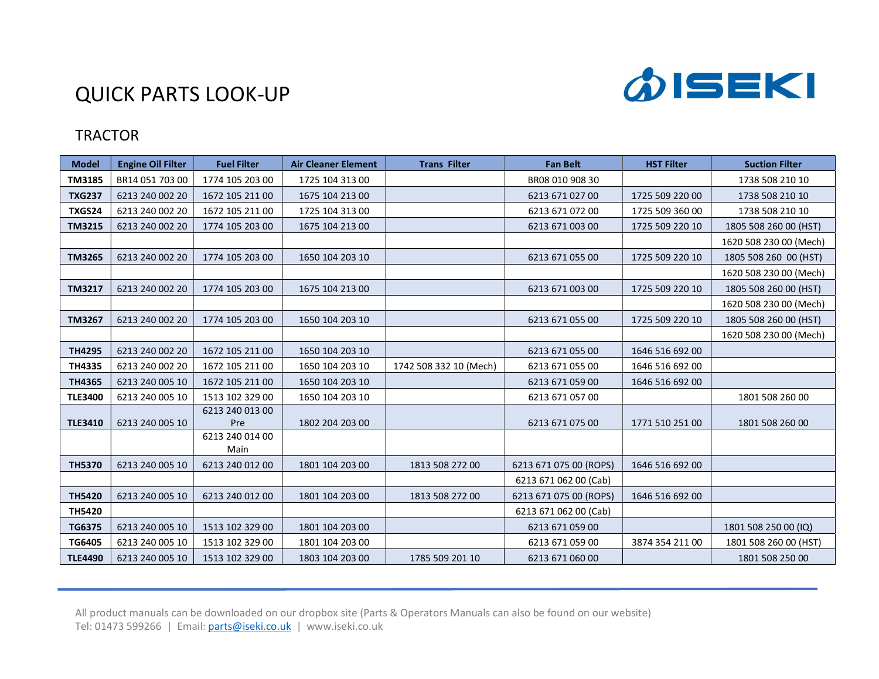# QUICK PARTS LOOK-UP

## TRACTOR

| Model | Engine Oil Filter | Fuel Filter | Air Cleaner Element | Trans Filter | Fan Belt | HST Filter | Suction Filter |
|---|---|---|---|---|---|---|---|
| **TM3185** | BR14 051 703 00 | 1774 105 203 00 | 1725 104 313 00 | | BR08 010 908 30 | | 1738 508 210 10 |
| **TXG237** | 6213 240 002 20 | 1672 105 211 00 | 1675 104 213 00 | | 6213 671 027 00 | 1725 509 220 00 | 1738 508 210 10 |
| **TXGS24** | 6213 240 002 20 | 1672 105 211 00 | 1725 104 313 00 | | 6213 671 072 00 | 1725 509 360 00 | 1738 508 210 10 |
| **TM3215** | 6213 240 002 20 | 1774 105 203 00 | 1675 104 213 00 | | 6213 671 003 00 | 1725 509 220 10 | 1805 508 260 00 (HST) |
| | | | | | | | 1620 508 230 00 (Mech) |
| **TM3265** | 6213 240 002 20 | 1774 105 203 00 | 1650 104 203 10 | | 6213 671 055 00 | 1725 509 220 10 | 1805 508 260 00 (HST) |
| | | | | | | | 1620 508 230 00 (Mech) |
| **TM3217** | 6213 240 002 20 | 1774 105 203 00 | 1675 104 213 00 | | 6213 671 003 00 | 1725 509 220 10 | 1805 508 260 00 (HST) |
| | | | | | | | 1620 508 230 00 (Mech) |
| **TM3267** | 6213 240 002 20 | 1774 105 203 00 | 1650 104 203 10 | | 6213 671 055 00 | 1725 509 220 10 | 1805 508 260 00 (HST) |
| | | | | | | | 1620 508 230 00 (Mech) |
| **TH4295** | 6213 240 002 20 | 1672 105 211 00 | 1650 104 203 10 | | 6213 671 055 00 | 1646 516 692 00 | |
| **TH4335** | 6213 240 002 20 | 1672 105 211 00 | 1650 104 203 10 | 1742 508 332 10 (Mech) | 6213 671 055 00 | 1646 516 692 00 | |
| **TH4365** | 6213 240 005 10 | 1672 105 211 00 | 1650 104 203 10 | | 6213 671 059 00 | 1646 516 692 00 | |
| **TLE3400** | 6213 240 005 10 | 1513 102 329 00 | 1650 104 203 10 | | 6213 671 057 00 | | 1801 508 260 00 |
| **TLE3410** | 6213 240 005 10 | 6213 240 013 00 Pre | 1802 204 203 00 | | 6213 671 075 00 | 1771 510 251 00 | 1801 508 260 00 |
| | | 6213 240 014 00 Main | | | | | |
| **TH5370** | 6213 240 005 10 | 6213 240 012 00 | 1801 104 203 00 | 1813 508 272 00 | 6213 671 075 00 (ROPS) | 1646 516 692 00 | |
| | | | | | 6213 671 062 00 (Cab) | | |
| **TH5420** | 6213 240 005 10 | 6213 240 012 00 | 1801 104 203 00 | 1813 508 272 00 | 6213 671 075 00 (ROPS) | 1646 516 692 00 | |
| **TH5420** | | | | | 6213 671 062 00 (Cab) | | |
| **TG6375** | 6213 240 005 10 | 1513 102 329 00 | 1801 104 203 00 | | 6213 671 059 00 | | 1801 508 250 00 (IQ) |
| **TG6405** | 6213 240 005 10 | 1513 102 329 00 | 1801 104 203 00 | | 6213 671 059 00 | 3874 354 211 00 | 1801 508 260 00 (HST) |
| **TLE4490** | 6213 240 005 10 | 1513 102 329 00 | 1803 104 203 00 | 1785 509 201 10 | 6213 671 060 00 | | 1801 508 250 00 |

All product manuals can be downloaded on our dropbox site (Parts & Operators Manuals can also be found on our website)
Tel: 01473 599266 | Email: parts@iseki.co.uk | www.iseki.co.uk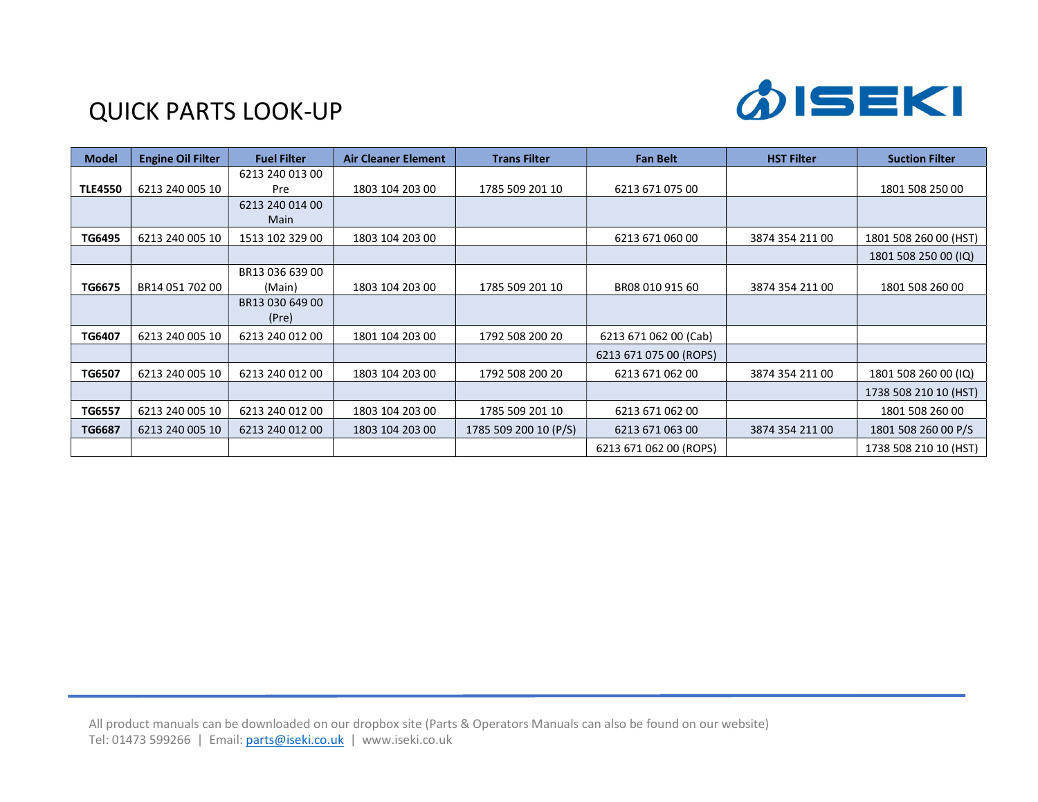# QUICK PARTS LOOK-UP

| Model | Engine Oil Filter | Fuel Filter | Air Cleaner Element | Trans Filter | Fan Belt | HST Filter | Suction Filter |
|---|---|---|---|---|---|---|---|
| **TLE4550** | 6213 240 005 10 | 6213 240 013 00 Pre | 1803 104 203 00 | 1785 509 201 10 | 6213 671 075 00 | | 1801 508 250 00 |
| | | 6213 240 014 00 Main | | | | | |
| **TG6495** | 6213 240 005 10 | 1513 102 329 00 | 1803 104 203 00 | | 6213 671 060 00 | 3874 354 211 00 | 1801 508 260 00 (HST) |
| | | | | | | | 1801 508 250 00 (IQ) |
| **TG6675** | BR14 051 702 00 | BR13 036 639 00 (Main) | 1803 104 203 00 | 1785 509 201 10 | BR08 010 915 60 | 3874 354 211 00 | 1801 508 260 00 |
| | | BR13 030 649 00 (Pre) | | | | | |
| **TG6407** | 6213 240 005 10 | 6213 240 012 00 | 1801 104 203 00 | 1792 508 200 20 | 6213 671 062 00 (Cab) | | |
| | | | | | 6213 671 075 00 (ROPS) | | |
| **TG6507** | 6213 240 005 10 | 6213 240 012 00 | 1803 104 203 00 | 1792 508 200 20 | 6213 671 062 00 | 3874 354 211 00 | 1801 508 260 00 (IQ) |
| | | | | | | | 1738 508 210 10 (HST) |
| **TG6557** | 6213 240 005 10 | 6213 240 012 00 | 1803 104 203 00 | 1785 509 201 10 | 6213 671 062 00 | | 1801 508 260 00 |
| **TG6687** | 6213 240 005 10 | 6213 240 012 00 | 1803 104 203 00 | 1785 509 200 10 (P/S) | 6213 671 063 00 | 3874 354 211 00 | 1801 508 260 00 P/S |
| | | | | | 6213 671 062 00 (ROPS) | | 1738 508 210 10 (HST) |

All product manuals can be downloaded on our dropbox site (Parts & Operators Manuals can also be found on our website)
Tel: 01473 599266 | Email: parts@iseki.co.uk | www.iseki.co.uk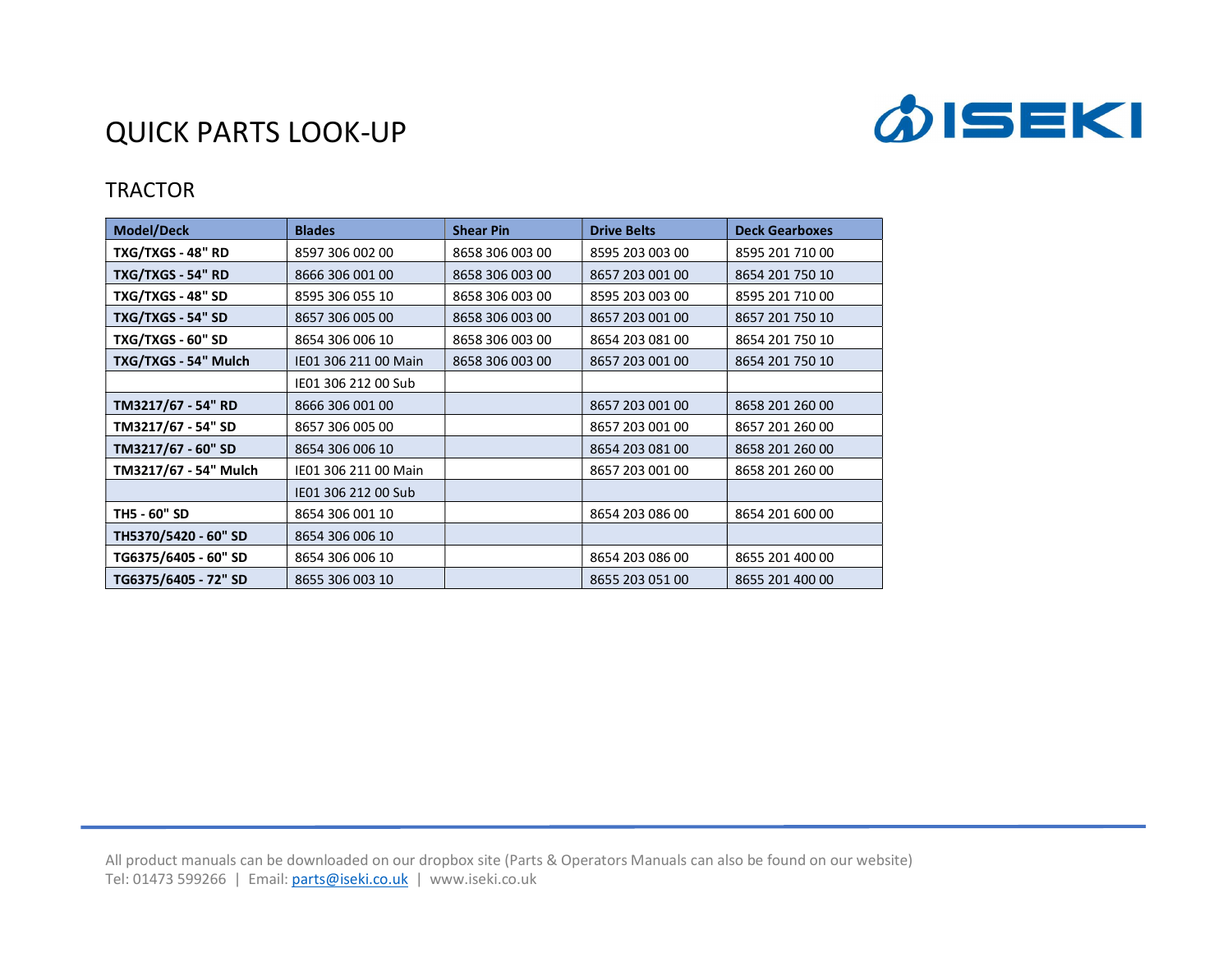# QUICK PARTS LOOK-UP

## TRACTOR

| Model/Deck | Blades | Shear Pin | Drive Belts | Deck Gearboxes |
|---|---|---|---|---|
| **TXG/TXGS - 48" RD** | 8597 306 002 00 | 8658 306 003 00 | 8595 203 003 00 | 8595 201 710 00 |
| **TXG/TXGS - 54" RD** | 8666 306 001 00 | 8658 306 003 00 | 8657 203 001 00 | 8654 201 750 10 |
| **TXG/TXGS - 48" SD** | 8595 306 055 10 | 8658 306 003 00 | 8595 203 003 00 | 8595 201 710 00 |
| **TXG/TXGS - 54" SD** | 8657 306 005 00 | 8658 306 003 00 | 8657 203 001 00 | 8657 201 750 10 |
| **TXG/TXGS - 60" SD** | 8654 306 006 10 | 8658 306 003 00 | 8654 203 081 00 | 8654 201 750 10 |
| **TXG/TXGS - 54" Mulch** | IE01 306 211 00 Main | 8658 306 003 00 | 8657 203 001 00 | 8654 201 750 10 |
| | IE01 306 212 00 Sub | | | |
| **TM3217/67 - 54" RD** | 8666 306 001 00 | | 8657 203 001 00 | 8658 201 260 00 |
| **TM3217/67 - 54" SD** | 8657 306 005 00 | | 8657 203 001 00 | 8657 201 260 00 |
| **TM3217/67 - 60" SD** | 8654 306 006 10 | | 8654 203 081 00 | 8658 201 260 00 |
| **TM3217/67 - 54" Mulch** | IE01 306 211 00 Main | | 8657 203 001 00 | 8658 201 260 00 |
| | IE01 306 212 00 Sub | | | |
| **TH5 - 60" SD** | 8654 306 001 10 | | 8654 203 086 00 | 8654 201 600 00 |
| **TH5370/5420 - 60" SD** | 8654 306 006 10 | | | |
| **TG6375/6405 - 60" SD** | 8654 306 006 10 | | 8654 203 086 00 | 8655 201 400 00 |
| **TG6375/6405 - 72" SD** | 8655 306 003 10 | | 8655 203 051 00 | 8655 201 400 00 |

All product manuals can be downloaded on our dropbox site (Parts & Operators Manuals can also be found on our website)
Tel: 01473 599266 | Email: parts@iseki.co.uk | www.iseki.co.uk